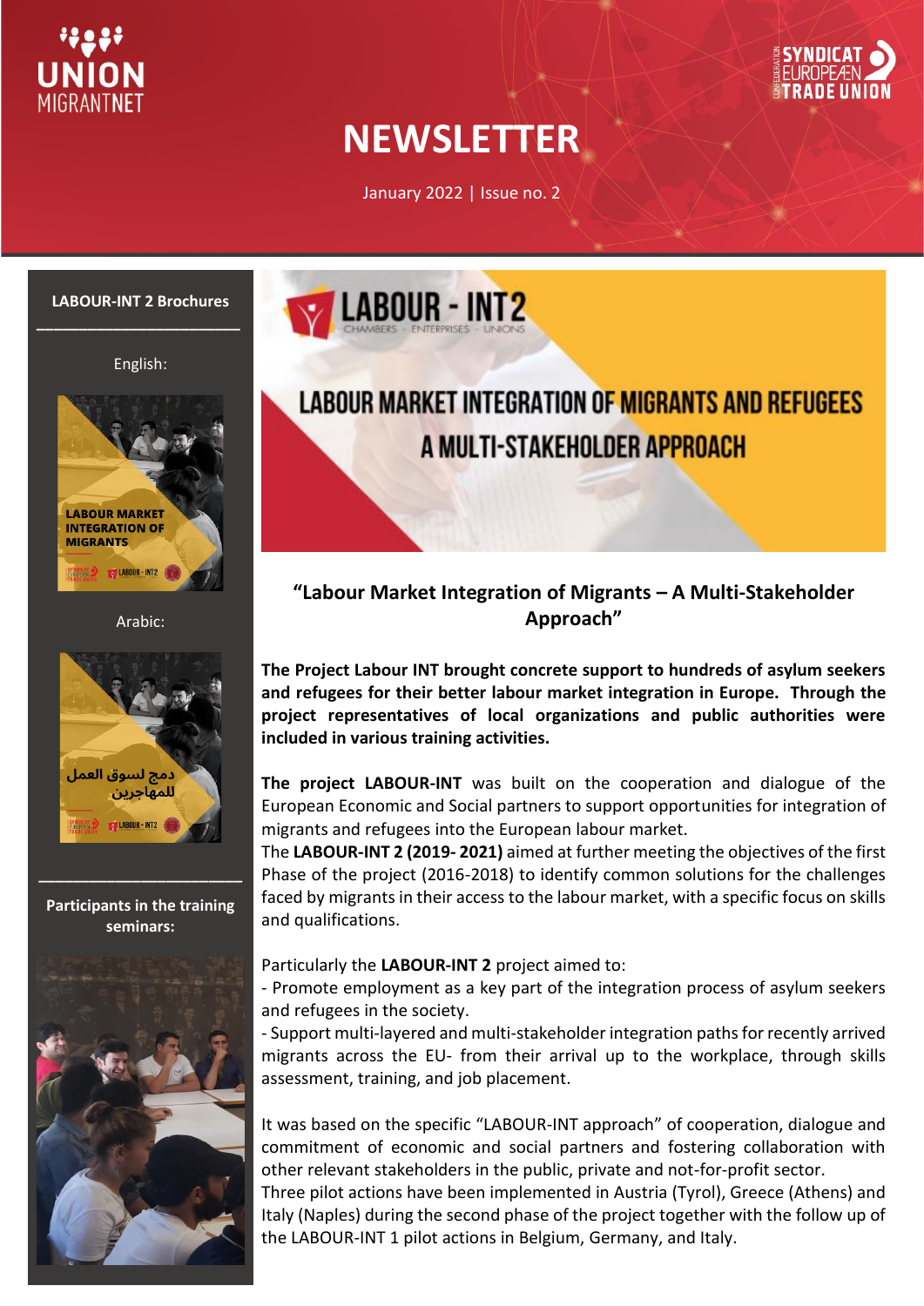# NEWSLETTER

January 2022 | Issue no. 2

**LABOUR-INT 2 Brochures**

English:

Arabic:

**Participants in the training seminars:**

LABOUR MARKET INTEGRATION OF MIGRANTS AND REFUGEES
A MULTI-STAKEHOLDER APPROACH

## "Labour Market Integration of Migrants – A Multi-Stakeholder Approach"

**The Project Labour INT brought concrete support to hundreds of asylum seekers and refugees for their better labour market integration in Europe. Through the project representatives of local organizations and public authorities were included in various training activities.**

**The project LABOUR-INT** was built on the cooperation and dialogue of the European Economic and Social partners to support opportunities for integration of migrants and refugees into the European labour market.

The **LABOUR-INT 2 (2019- 2021)** aimed at further meeting the objectives of the first Phase of the project (2016-2018) to identify common solutions for the challenges faced by migrants in their access to the labour market, with a specific focus on skills and qualifications.

Particularly the **LABOUR-INT 2** project aimed to:

- Promote employment as a key part of the integration process of asylum seekers and refugees in the society.
- Support multi-layered and multi-stakeholder integration paths for recently arrived migrants across the EU- from their arrival up to the workplace, through skills assessment, training, and job placement.

It was based on the specific "LABOUR-INT approach" of cooperation, dialogue and commitment of economic and social partners and fostering collaboration with other relevant stakeholders in the public, private and not-for-profit sector.

Three pilot actions have been implemented in Austria (Tyrol), Greece (Athens) and Italy (Naples) during the second phase of the project together with the follow up of the LABOUR-INT 1 pilot actions in Belgium, Germany, and Italy.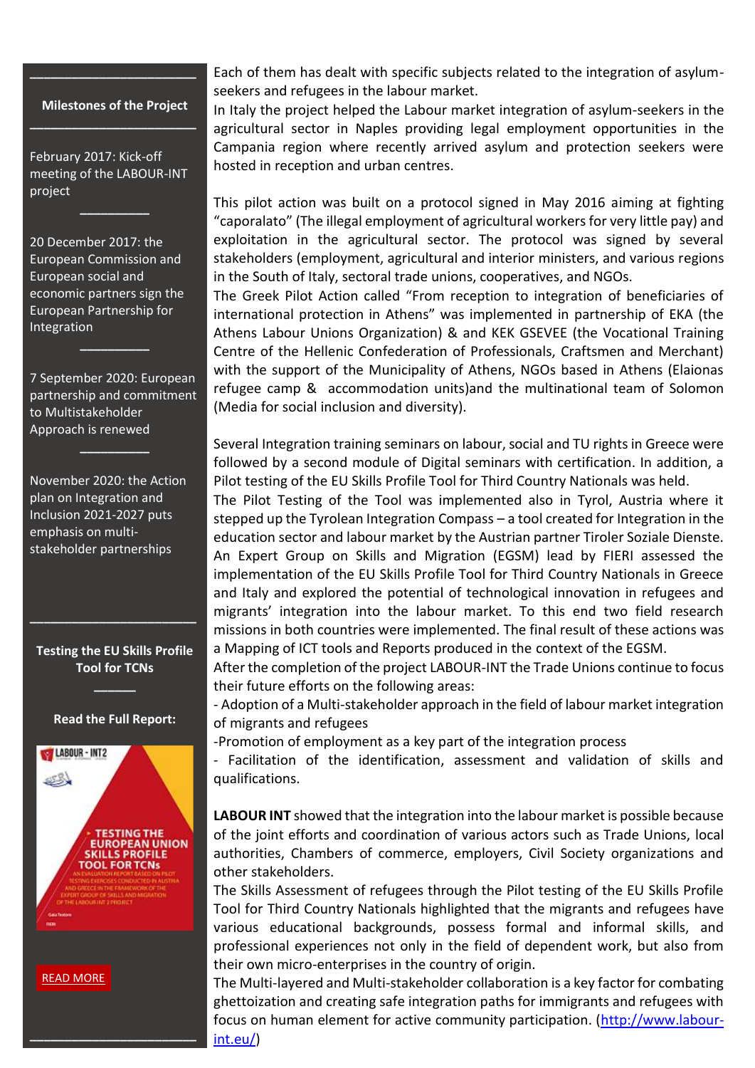**Milestones of the Project**

February 2017: Kick-off meeting of the LABOUR-INT project

20 December 2017: the European Commission and European social and economic partners sign the European Partnership for Integration

7 September 2020: European partnership and commitment to Multistakeholder Approach is renewed

November 2020: the Action plan on Integration and Inclusion 2021-2027 puts emphasis on multi-stakeholder partnerships

**Testing the EU Skills Profile Tool for TCNs**

**Read the Full Report:**

READ MORE

Each of them has dealt with specific subjects related to the integration of asylum-seekers and refugees in the labour market.

In Italy the project helped the Labour market integration of asylum-seekers in the agricultural sector in Naples providing legal employment opportunities in the Campania region where recently arrived asylum and protection seekers were hosted in reception and urban centres.

This pilot action was built on a protocol signed in May 2016 aiming at fighting "caporalato" (The illegal employment of agricultural workers for very little pay) and exploitation in the agricultural sector. The protocol was signed by several stakeholders (employment, agricultural and interior ministers, and various regions in the South of Italy, sectoral trade unions, cooperatives, and NGOs.

The Greek Pilot Action called "From reception to integration of beneficiaries of international protection in Athens" was implemented in partnership of EKA (the Athens Labour Unions Organization) & and KEK GSEVEE (the Vocational Training Centre of the Hellenic Confederation of Professionals, Craftsmen and Merchant) with the support of the Municipality of Athens, NGOs based in Athens (Elaionas refugee camp & accommodation units)and the multinational team of Solomon (Media for social inclusion and diversity).

Several Integration training seminars on labour, social and TU rights in Greece were followed by a second module of Digital seminars with certification. In addition, a Pilot testing of the EU Skills Profile Tool for Third Country Nationals was held.

The Pilot Testing of the Tool was implemented also in Tyrol, Austria where it stepped up the Tyrolean Integration Compass – a tool created for Integration in the education sector and labour market by the Austrian partner Tiroler Soziale Dienste. An Expert Group on Skills and Migration (EGSM) lead by FIERI assessed the implementation of the EU Skills Profile Tool for Third Country Nationals in Greece and Italy and explored the potential of technological innovation in refugees and migrants' integration into the labour market. To this end two field research missions in both countries were implemented. The final result of these actions was a Mapping of ICT tools and Reports produced in the context of the EGSM.

After the completion of the project LABOUR-INT the Trade Unions continue to focus their future efforts on the following areas:

- Adoption of a Multi-stakeholder approach in the field of labour market integration of migrants and refugees
- Promotion of employment as a key part of the integration process
- Facilitation of the identification, assessment and validation of skills and qualifications.

**LABOUR INT** showed that the integration into the labour market is possible because of the joint efforts and coordination of various actors such as Trade Unions, local authorities, Chambers of commerce, employers, Civil Society organizations and other stakeholders.

The Skills Assessment of refugees through the Pilot testing of the EU Skills Profile Tool for Third Country Nationals highlighted that the migrants and refugees have various educational backgrounds, possess formal and informal skills, and professional experiences not only in the field of dependent work, but also from their own micro-enterprises in the country of origin.

The Multi-layered and Multi-stakeholder collaboration is a key factor for combating ghettoization and creating safe integration paths for immigrants and refugees with focus on human element for active community participation. (http://www.labour-int.eu/)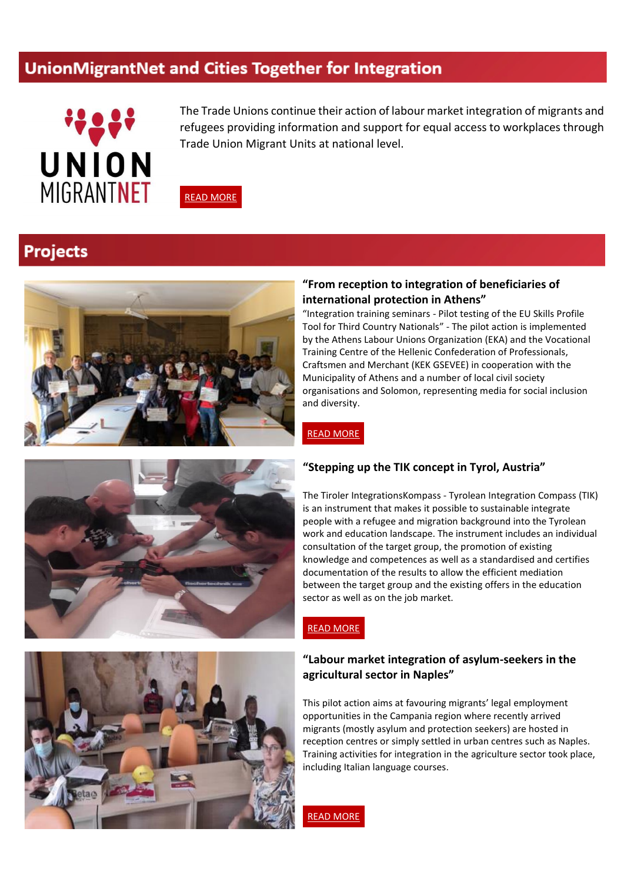## UnionMigrantNet and Cities Together for Integration

The Trade Unions continue their action of labour market integration of migrants and refugees providing information and support for equal access to workplaces through Trade Union Migrant Units at national level.

READ MORE

## Projects

### "From reception to integration of beneficiaries of international protection in Athens"

"Integration training seminars - Pilot testing of the EU Skills Profile Tool for Third Country Nationals" - The pilot action is implemented by the Athens Labour Unions Organization (EKA) and the Vocational Training Centre of the Hellenic Confederation of Professionals, Craftsmen and Merchant (KEK GSEVEE) in cooperation with the Municipality of Athens and a number of local civil society organisations and Solomon, representing media for social inclusion and diversity.

READ MORE

### "Stepping up the TIK concept in Tyrol, Austria"

The Tiroler IntegrationsKompass - Tyrolean Integration Compass (TIK) is an instrument that makes it possible to sustainable integrate people with a refugee and migration background into the Tyrolean work and education landscape. The instrument includes an individual consultation of the target group, the promotion of existing knowledge and competences as well as a standardised and certifies documentation of the results to allow the efficient mediation between the target group and the existing offers in the education sector as well as on the job market.

READ MORE

### "Labour market integration of asylum-seekers in the agricultural sector in Naples"

This pilot action aims at favouring migrants' legal employment opportunities in the Campania region where recently arrived migrants (mostly asylum and protection seekers) are hosted in reception centres or simply settled in urban centres such as Naples. Training activities for integration in the agriculture sector took place, including Italian language courses.

READ MORE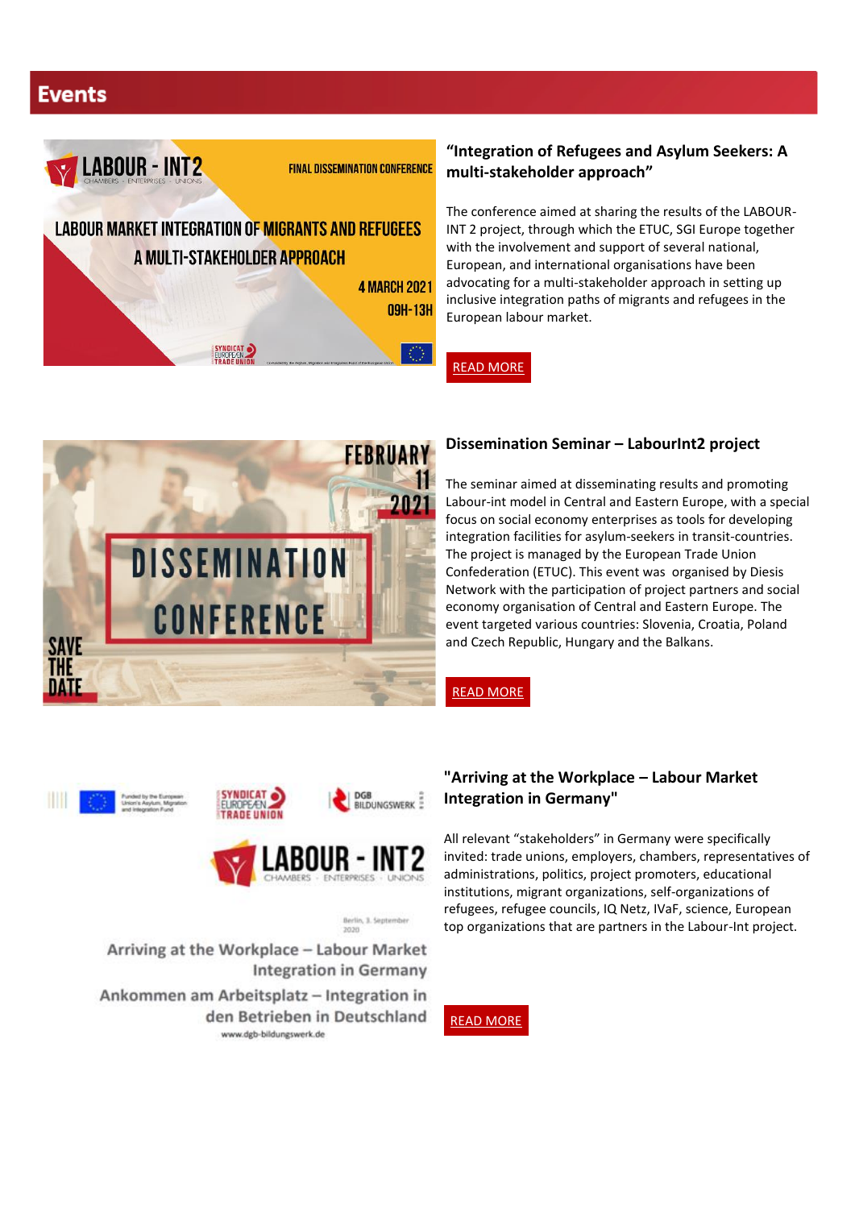# Events

## "Integration of Refugees and Asylum Seekers: A multi-stakeholder approach"

The conference aimed at sharing the results of the LABOUR-INT 2 project, through which the ETUC, SGI Europe together with the involvement and support of several national, European, and international organisations have been advocating for a multi-stakeholder approach in setting up inclusive integration paths of migrants and refugees in the European labour market.

READ MORE

## Dissemination Seminar – LabourInt2 project

The seminar aimed at disseminating results and promoting Labour-int model in Central and Eastern Europe, with a special focus on social economy enterprises as tools for developing integration facilities for asylum-seekers in transit-countries. The project is managed by the European Trade Union Confederation (ETUC). This event was organised by Diesis Network with the participation of project partners and social economy organisation of Central and Eastern Europe. The event targeted various countries: Slovenia, Croatia, Poland and Czech Republic, Hungary and the Balkans.

READ MORE

## "Arriving at the Workplace – Labour Market Integration in Germany"

All relevant "stakeholders" in Germany were specifically invited: trade unions, employers, chambers, representatives of administrations, politics, project promoters, educational institutions, migrant organizations, self-organizations of refugees, refugee councils, IQ Netz, IVaF, science, European top organizations that are partners in the Labour-Int project.

READ MORE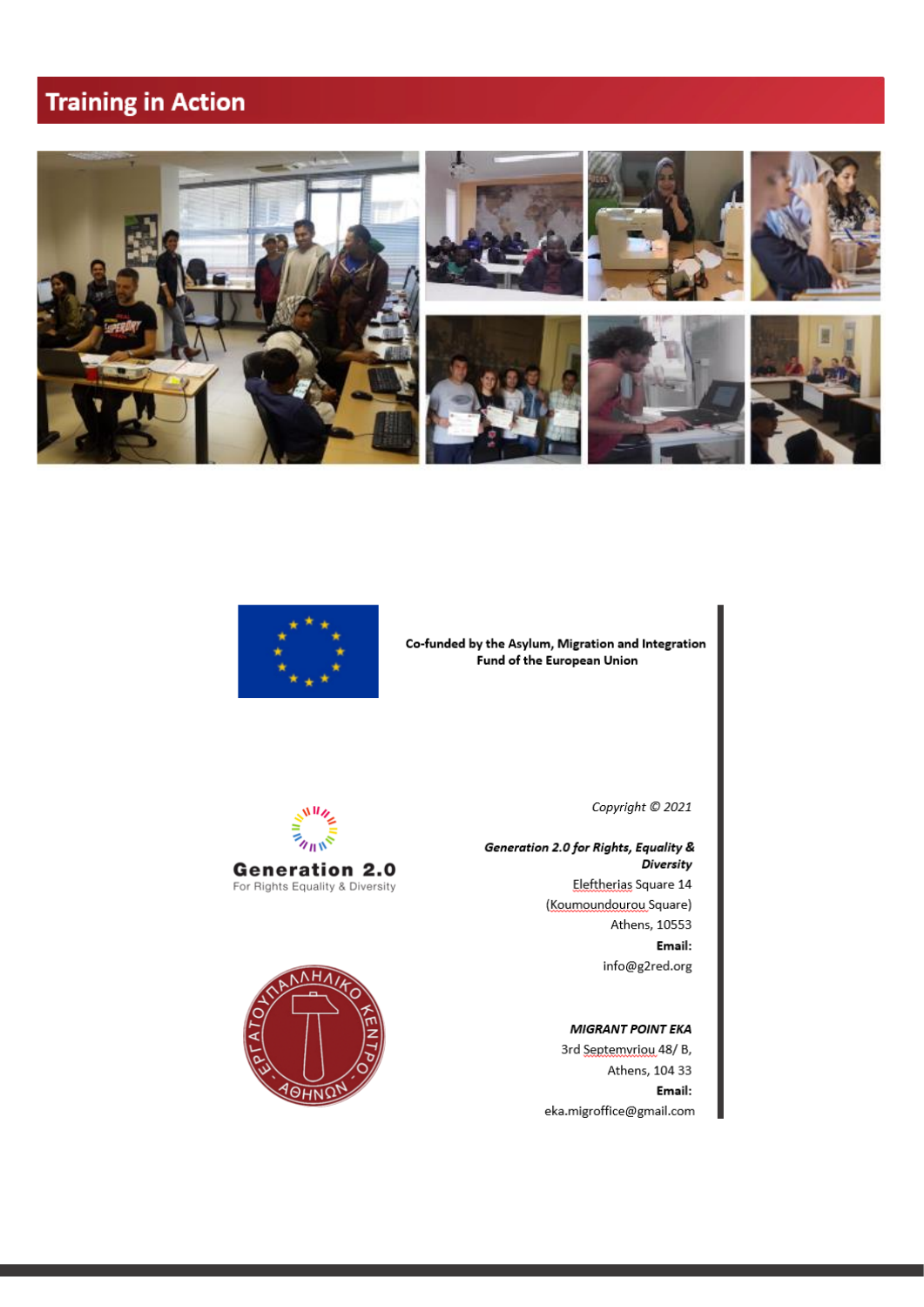## Training in Action

Co-funded by the Asylum, Migration and Integration Fund of the European Union

*Copyright © 2021*

***Generation 2.0 for Rights, Equality & Diversity***
Eleftherias Square 14
(Koumoundourou Square)
Athens, 10553
**Email:**
info@g2red.org

***MIGRANT POINT EKA***
3rd Septemvriou 48/ B,
Athens, 104 33
**Email:**
eka.migroffice@gmail.com